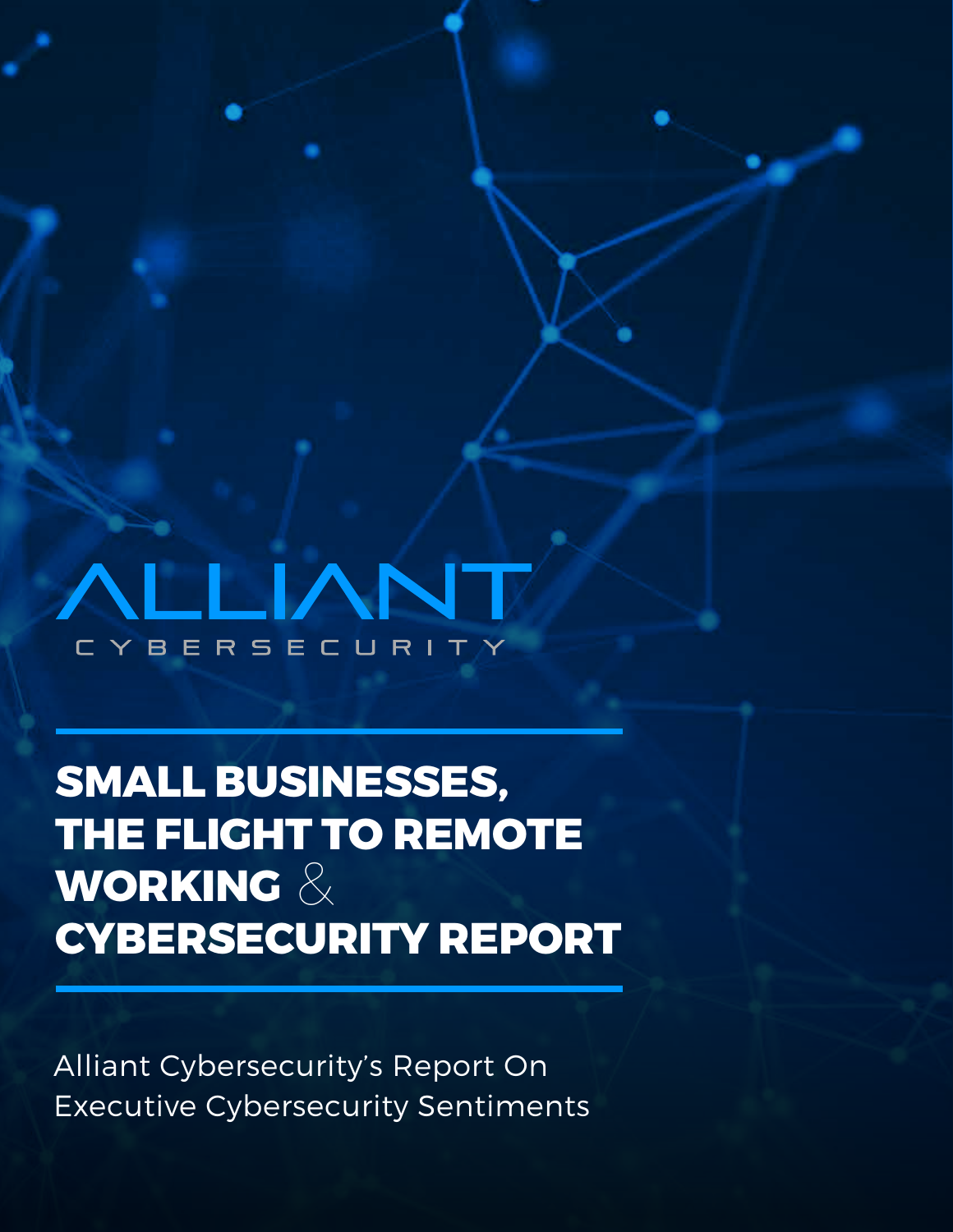ALLIANT

CYBERSECURITY

# SMALL BUSINESSES, THE FLIGHT TO REMOTE WORKING & CYBERSECURITY REPORT

Alliant Cybersecurity's Report On Executive Cybersecurity Sentiments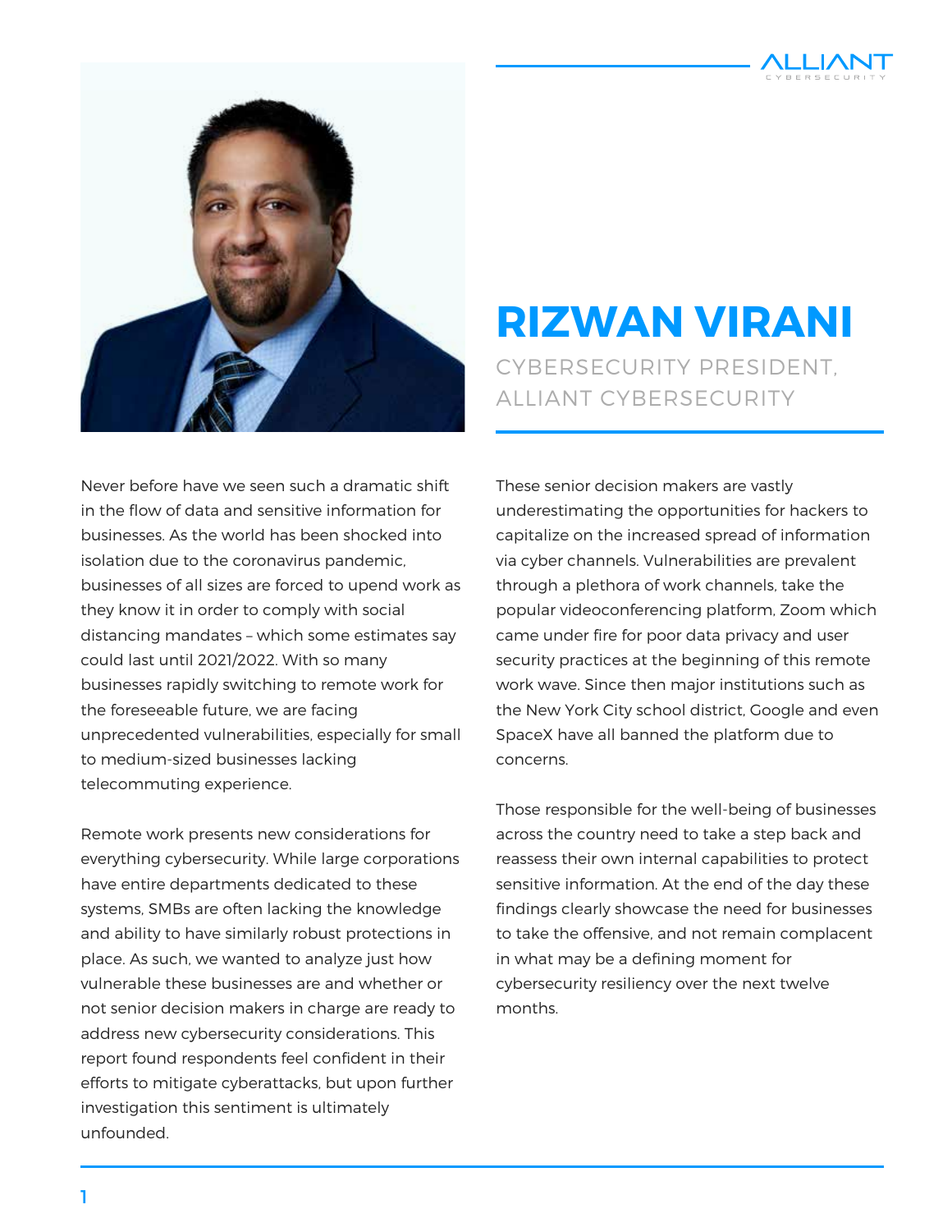# RIZWAN VIRANI

CYBERSECURITY PRESIDENT, ALLIANT CYBERSECURITY

Never before have we seen such a dramatic shift in the flow of data and sensitive information for businesses. As the world has been shocked into isolation due to the coronavirus pandemic, businesses of all sizes are forced to upend work as they know it in order to comply with social distancing mandates – which some estimates say could last until 2021/2022. With so many businesses rapidly switching to remote work for the foreseeable future, we are facing unprecedented vulnerabilities, especially for small to medium-sized businesses lacking telecommuting experience.

Remote work presents new considerations for everything cybersecurity. While large corporations have entire departments dedicated to these systems, SMBs are often lacking the knowledge and ability to have similarly robust protections in place. As such, we wanted to analyze just how vulnerable these businesses are and whether or not senior decision makers in charge are ready to address new cybersecurity considerations. This report found respondents feel confident in their efforts to mitigate cyberattacks, but upon further investigation this sentiment is ultimately unfounded.

These senior decision makers are vastly underestimating the opportunities for hackers to capitalize on the increased spread of information via cyber channels. Vulnerabilities are prevalent through a plethora of work channels, take the popular videoconferencing platform, Zoom which came under fire for poor data privacy and user security practices at the beginning of this remote work wave. Since then major institutions such as the New York City school district, Google and even SpaceX have all banned the platform due to concerns.

Those responsible for the well-being of businesses across the country need to take a step back and reassess their own internal capabilities to protect sensitive information. At the end of the day these findings clearly showcase the need for businesses to take the offensive, and not remain complacent in what may be a defining moment for cybersecurity resiliency over the next twelve months.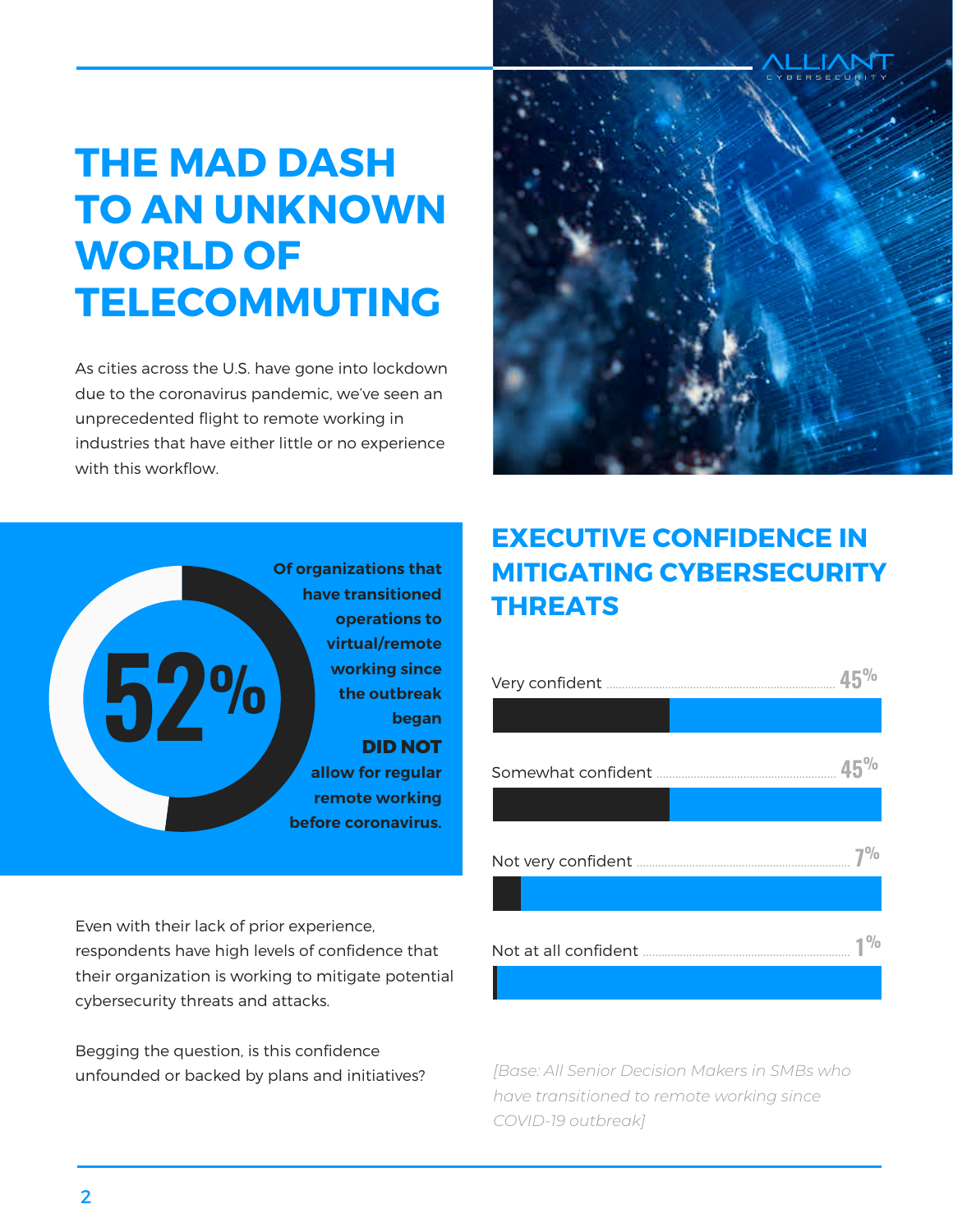# THE MAD DASH TO AN UNKNOWN WORLD OF TELECOMMUTING

As cities across the U.S. have gone into lockdown due to the coronavirus pandemic, we've seen an unprecedented flight to remote working in industries that have either little or no experience with this workflow.

**52%**

**Of organizations that have transitioned operations to virtual/remote working since the outbreak began DID NOT allow for regular remote working before coronavirus.**

Even with their lack of prior experience, respondents have high levels of confidence that their organization is working to mitigate potential cybersecurity threats and attacks.

Begging the question, is this confidence unfounded or backed by plans and initiatives?

## EXECUTIVE CONFIDENCE IN MITIGATING CYBERSECURITY THREATS

| Response | % |
|---|---|
| Very confident | 45% |
| Somewhat confident | 45% |
| Not very confident | 7% |
| Not at all confident | 1% |

*[Base: All Senior Decision Makers in SMBs who have transitioned to remote working since COVID-19 outbreak]*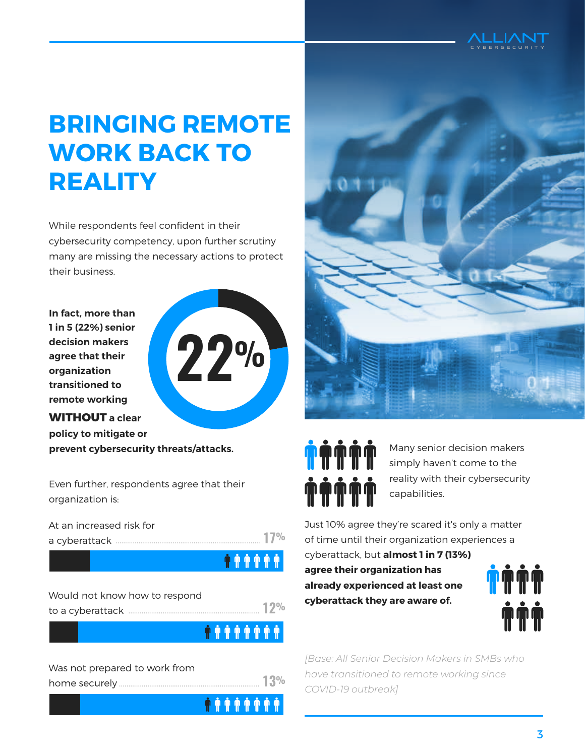# BRINGING REMOTE WORK BACK TO REALITY

While respondents feel confident in their cybersecurity competency, upon further scrutiny many are missing the necessary actions to protect their business.

**In fact, more than 1 in 5 (22%) senior decision makers agree that their organization transitioned to remote working WITHOUT a clear policy to mitigate or prevent cybersecurity threats/attacks.**

22%

Even further, respondents agree that their organization is:

At an increased risk for a cyberattack ........ 17%

Would not know how to respond to a cyberattack ........ 12%

Was not prepared to work from home securely ........ 13%

Many senior decision makers simply haven't come to the reality with their cybersecurity capabilities.

Just 10% agree they're scared it's only a matter of time until their organization experiences a cyberattack, but **almost 1 in 7 (13%) agree their organization has already experienced at least one cyberattack they are aware of.**

*[Base: All Senior Decision Makers in SMBs who have transitioned to remote working since COVID-19 outbreak]*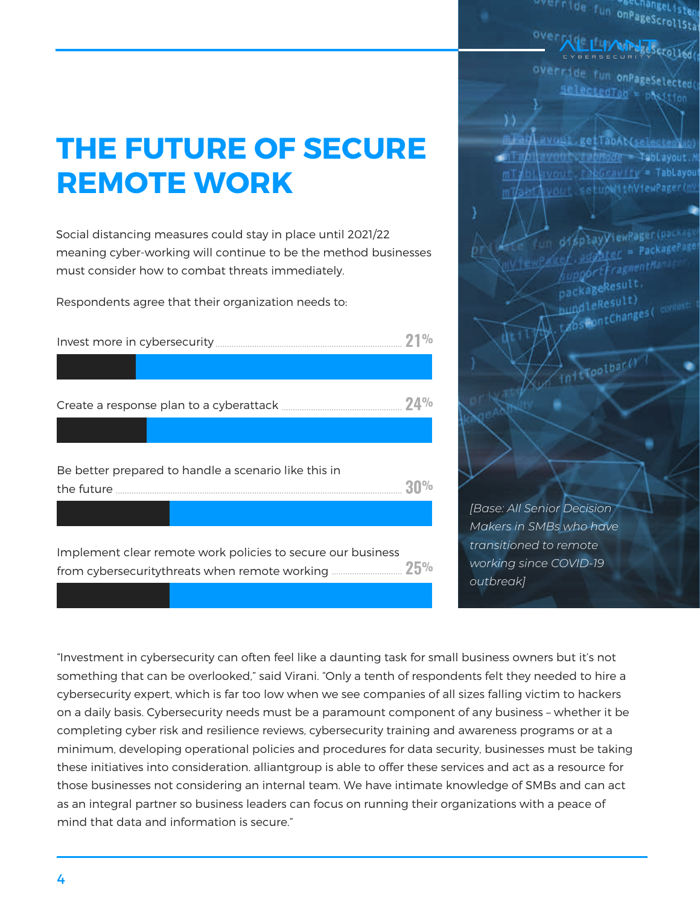# THE FUTURE OF SECURE REMOTE WORK

Social distancing measures could stay in place until 2021/22 meaning cyber-working will continue to be the method businesses must consider how to combat threats immediately.

Respondents agree that their organization needs to:

| Action | Percentage |
| --- | --- |
| Invest more in cybersecurity | 21% |
| Create a response plan to a cyberattack | 24% |
| Be better prepared to handle a scenario like this in the future | 30% |
| Implement clear remote work policies to secure our business from cybersecuritythreats when remote working | 25% |

*[Base: All Senior Decision Makers in SMBs who have transitioned to remote working since COVID-19 outbreak]*

"Investment in cybersecurity can often feel like a daunting task for small business owners but it's not something that can be overlooked," said Virani. "Only a tenth of respondents felt they needed to hire a cybersecurity expert, which is far too low when we see companies of all sizes falling victim to hackers on a daily basis. Cybersecurity needs must be a paramount component of any business – whether it be completing cyber risk and resilience reviews, cybersecurity training and awareness programs or at a minimum, developing operational policies and procedures for data security, businesses must be taking these initiatives into consideration. alliantgroup is able to offer these services and act as a resource for those businesses not considering an internal team. We have intimate knowledge of SMBs and can act as an integral partner so business leaders can focus on running their organizations with a peace of mind that data and information is secure."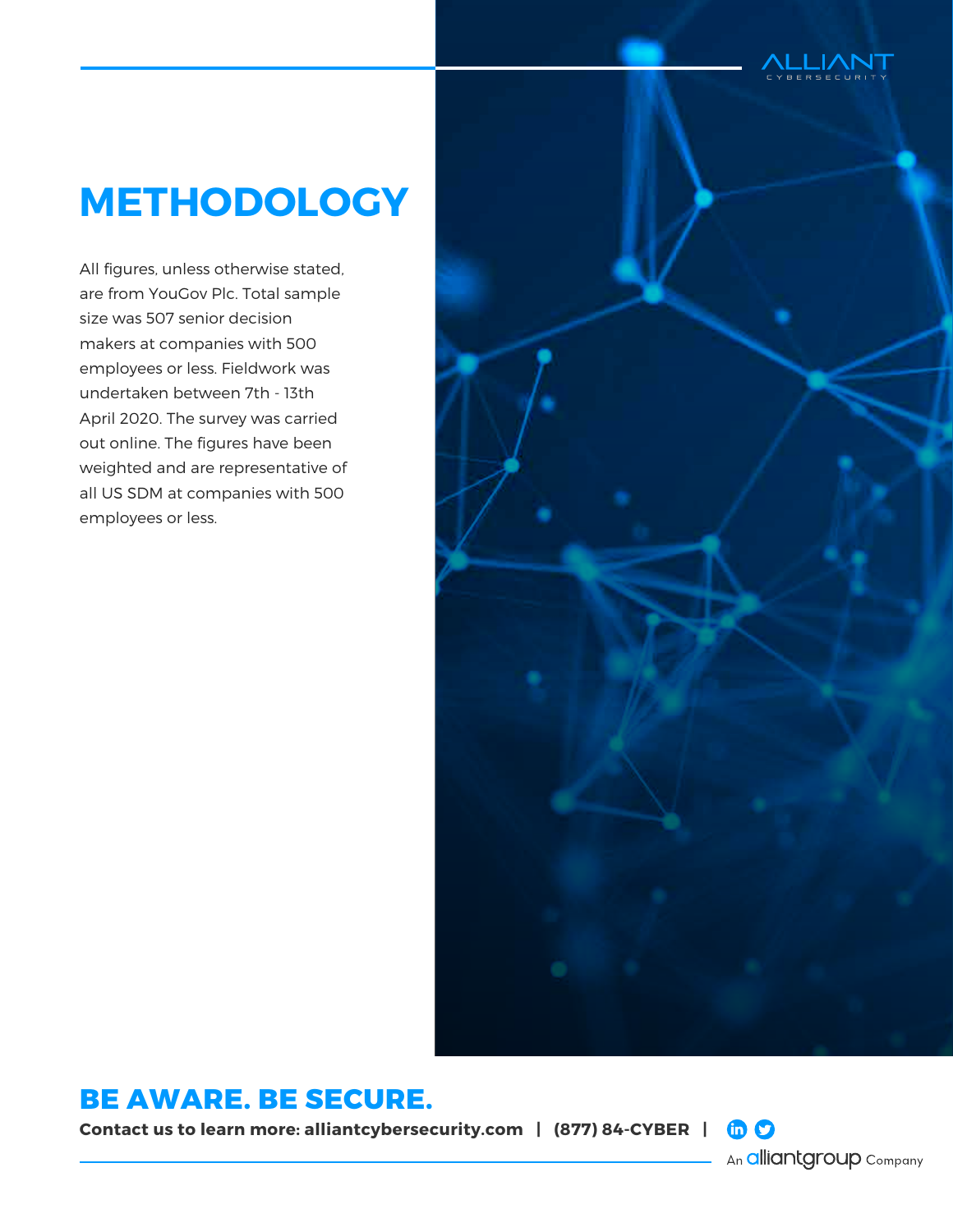# METHODOLOGY

All figures, unless otherwise stated, are from YouGov Plc. Total sample size was 507 senior decision makers at companies with 500 employees or less. Fieldwork was undertaken between 7th - 13th April 2020. The survey was carried out online. The figures have been weighted and are representative of all US SDM at companies with 500 employees or less.

## BE AWARE. BE SECURE.

**Contact us to learn more: alliantcybersecurity.com | (877) 84-CYBER |**

An alliantgroup Company